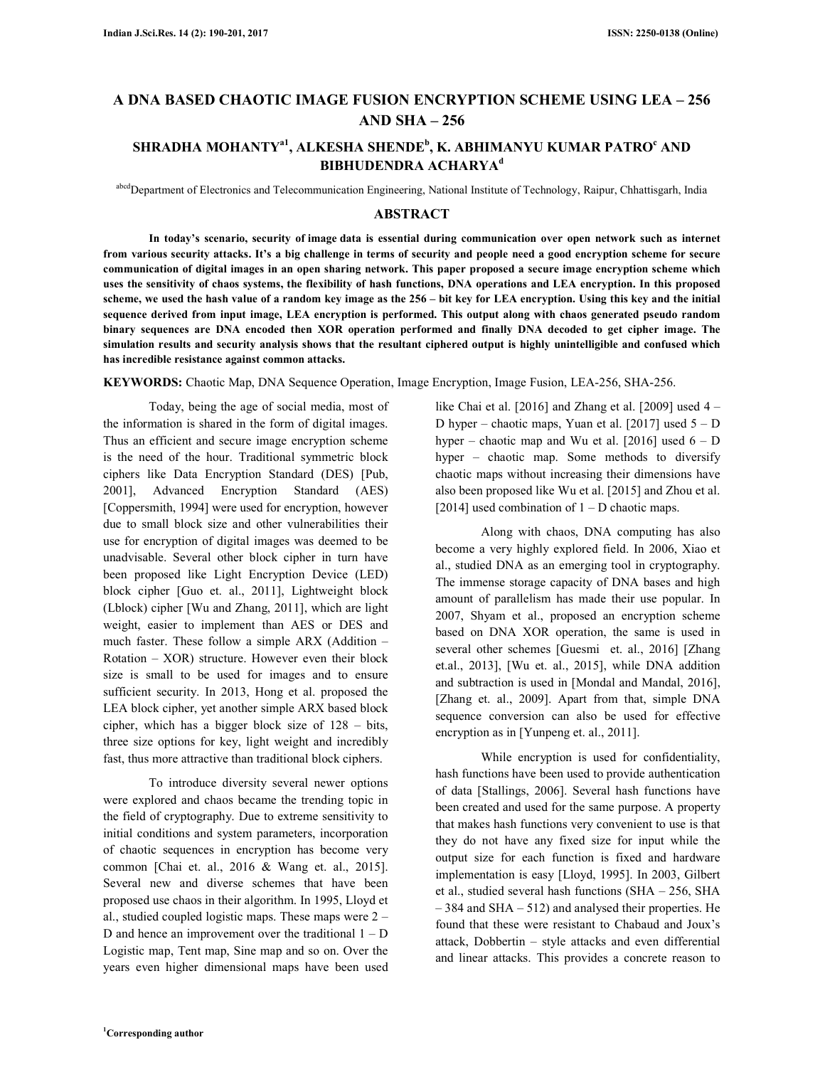# A DNA BASED CHAOTIC IMAGE FUSION ENCRYPTION SCHEME USING LEA – 256 AND SHA – 256

## SHRADHA MOHANTY[a1], ALKESHA SHENDE[b], K. ABHIMANYU KUMAR PATRO[c] AND BIBHUDENDRA ACHARYA[d]

[abcd]Department of Electronics and Telecommunication Engineering, National Institute of Technology, Raipur, Chhattisgarh, India

## ABSTRACT

**In today's scenario, security of image data is essential during communication over open network such as internet from various security attacks. It's a big challenge in terms of security and people need a good encryption scheme for secure communication of digital images in an open sharing network. This paper proposed a secure image encryption scheme which uses the sensitivity of chaos systems, the flexibility of hash functions, DNA operations and LEA encryption. In this proposed scheme, we used the hash value of a random key image as the 256 – bit key for LEA encryption. Using this key and the initial sequence derived from input image, LEA encryption is performed. This output along with chaos generated pseudo random binary sequences are DNA encoded then XOR operation performed and finally DNA decoded to get cipher image. The simulation results and security analysis shows that the resultant ciphered output is highly unintelligible and confused which has incredible resistance against common attacks.**

**KEYWORDS:** Chaotic Map, DNA Sequence Operation, Image Encryption, Image Fusion, LEA-256, SHA-256.

Today, being the age of social media, most of the information is shared in the form of digital images. Thus an efficient and secure image encryption scheme is the need of the hour. Traditional symmetric block ciphers like Data Encryption Standard (DES) [Pub, 2001], Advanced Encryption Standard (AES) [Coppersmith, 1994] were used for encryption, however due to small block size and other vulnerabilities their use for encryption of digital images was deemed to be unadvisable. Several other block cipher in turn have been proposed like Light Encryption Device (LED) block cipher [Guo et. al., 2011], Lightweight block (Lblock) cipher [Wu and Zhang, 2011], which are light weight, easier to implement than AES or DES and much faster. These follow a simple ARX (Addition – Rotation – XOR) structure. However even their block size is small to be used for images and to ensure sufficient security. In 2013, Hong et al. proposed the LEA block cipher, yet another simple ARX based block cipher, which has a bigger block size of 128 – bits, three size options for key, light weight and incredibly fast, thus more attractive than traditional block ciphers.

To introduce diversity several newer options were explored and chaos became the trending topic in the field of cryptography. Due to extreme sensitivity to initial conditions and system parameters, incorporation of chaotic sequences in encryption has become very common [Chai et. al., 2016 & Wang et. al., 2015]. Several new and diverse schemes that have been proposed use chaos in their algorithm. In 1995, Lloyd et al., studied coupled logistic maps. These maps were 2 – D and hence an improvement over the traditional 1 – D Logistic map, Tent map, Sine map and so on. Over the years even higher dimensional maps have been used like Chai et al. [2016] and Zhang et al. [2009] used 4 – D hyper – chaotic maps, Yuan et al. [2017] used 5 – D hyper – chaotic map and Wu et al. [2016] used 6 – D hyper – chaotic map. Some methods to diversify chaotic maps without increasing their dimensions have also been proposed like Wu et al. [2015] and Zhou et al. [2014] used combination of 1 – D chaotic maps.

Along with chaos, DNA computing has also become a very highly explored field. In 2006, Xiao et al., studied DNA as an emerging tool in cryptography. The immense storage capacity of DNA bases and high amount of parallelism has made their use popular. In 2007, Shyam et al., proposed an encryption scheme based on DNA XOR operation, the same is used in several other schemes [Guesmi et. al., 2016] [Zhang et.al., 2013], [Wu et. al., 2015], while DNA addition and subtraction is used in [Mondal and Mandal, 2016], [Zhang et. al., 2009]. Apart from that, simple DNA sequence conversion can also be used for effective encryption as in [Yunpeng et. al., 2011].

While encryption is used for confidentiality, hash functions have been used to provide authentication of data [Stallings, 2006]. Several hash functions have been created and used for the same purpose. A property that makes hash functions very convenient to use is that they do not have any fixed size for input while the output size for each function is fixed and hardware implementation is easy [Lloyd, 1995]. In 2003, Gilbert et al., studied several hash functions (SHA – 256, SHA – 384 and SHA – 512) and analysed their properties. He found that these were resistant to Chabaud and Joux's attack, Dobbertin – style attacks and even differential and linear attacks. This provides a concrete reason to

[1]Corresponding author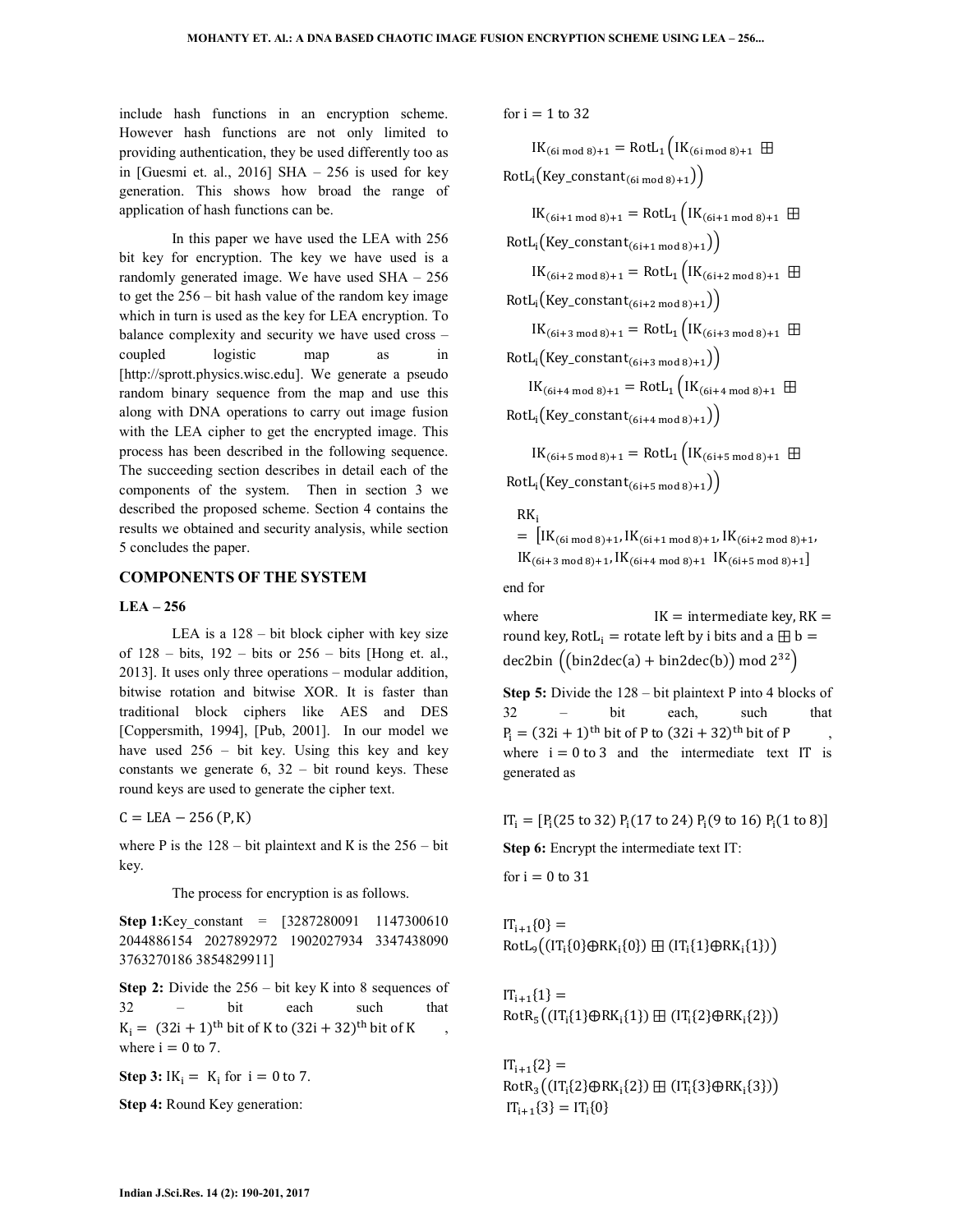include hash functions in an encryption scheme. However hash functions are not only limited to providing authentication, they be used differently too as in [Guesmi et. al., 2016] SHA – 256 is used for key generation. This shows how broad the range of application of hash functions can be.

In this paper we have used the LEA with 256 bit key for encryption. The key we have used is a randomly generated image. We have used SHA – 256 to get the 256 – bit hash value of the random key image which in turn is used as the key for LEA encryption. To balance complexity and security we have used cross – coupled logistic map as in [http://sprott.physics.wisc.edu]. We generate a pseudo random binary sequence from the map and use this along with DNA operations to carry out image fusion with the LEA cipher to get the encrypted image. This process has been described in the following sequence. The succeeding section describes in detail each of the components of the system. Then in section 3 we described the proposed scheme. Section 4 contains the results we obtained and security analysis, while section 5 concludes the paper.

## COMPONENTS OF THE SYSTEM

### LEA – 256

LEA is a 128 – bit block cipher with key size of 128 – bits, 192 – bits or 256 – bits [Hong et. al., 2013]. It uses only three operations – modular addition, bitwise rotation and bitwise XOR. It is faster than traditional block ciphers like AES and DES [Coppersmith, 1994], [Pub, 2001]. In our model we have used 256 – bit key. Using this key and key constants we generate 6, 32 – bit round keys. These round keys are used to generate the cipher text.

$$C = \mathrm{LEA} - 256\,(P, K)$$

where P is the 128 – bit plaintext and K is the 256 – bit key.

The process for encryption is as follows.

**Step 1:** Key_constant = [3287280091 1147300610 2044886154 2027892972 1902027934 3347438090 3763270186 3854829911]

**Step 2:** Divide the 256 – bit key K into 8 sequences of 32 – bit each such that $K_i = (32i+1)^{\mathrm{th}}$ bit of K to $(32i+32)^{\mathrm{th}}$ bit of K, where $i = 0$ to 7.

**Step 3:** $IK_i = K_i$ for $i = 0$ to 7.

**Step 4:** Round Key generation:

for $i = 1$ to 32

$$IK_{(6i \bmod 8)+1} = \mathrm{RotL}_1\left(IK_{(6i \bmod 8)+1} \boxplus \mathrm{RotL}_i\left(\mathrm{Key\_constant}_{(6i \bmod 8)+1}\right)\right)$$

$$IK_{(6i+1 \bmod 8)+1} = \mathrm{RotL}_1\left(IK_{(6i+1 \bmod 8)+1} \boxplus \mathrm{RotL}_i\left(\mathrm{Key\_constant}_{(6i+1 \bmod 8)+1}\right)\right)$$

$$IK_{(6i+2 \bmod 8)+1} = \mathrm{RotL}_1\left(IK_{(6i+2 \bmod 8)+1} \boxplus \mathrm{RotL}_i\left(\mathrm{Key\_constant}_{(6i+2 \bmod 8)+1}\right)\right)$$

$$IK_{(6i+3 \bmod 8)+1} = \mathrm{RotL}_1\left(IK_{(6i+3 \bmod 8)+1} \boxplus \mathrm{RotL}_i\left(\mathrm{Key\_constant}_{(6i+3 \bmod 8)+1}\right)\right)$$

$$IK_{(6i+4 \bmod 8)+1} = \mathrm{RotL}_1\left(IK_{(6i+4 \bmod 8)+1} \boxplus \mathrm{RotL}_i\left(\mathrm{Key\_constant}_{(6i+4 \bmod 8)+1}\right)\right)$$

$$IK_{(6i+5 \bmod 8)+1} = \mathrm{RotL}_1\left(IK_{(6i+5 \bmod 8)+1} \boxplus \mathrm{RotL}_i\left(\mathrm{Key\_constant}_{(6i+5 \bmod 8)+1}\right)\right)$$

$$RK_i = \left[IK_{(6i \bmod 8)+1}, IK_{(6i+1 \bmod 8)+1}, IK_{(6i+2 \bmod 8)+1}, IK_{(6i+3 \bmod 8)+1}, IK_{(6i+4 \bmod 8)+1}\ IK_{(6i+5 \bmod 8)+1}\right]$$

end for

where $IK$ = intermediate key, $RK$ = round key, $\mathrm{RotL}_i$ = rotate left by i bits and $a \boxplus b = \mathrm{dec2bin}\left(\left(\mathrm{bin2dec}(a) + \mathrm{bin2dec}(b)\right) \bmod 2^{32}\right)$

**Step 5:** Divide the 128 – bit plaintext P into 4 blocks of 32 – bit each, such that $P_i = (32i+1)^{\mathrm{th}}$ bit of P to $(32i+32)^{\mathrm{th}}$ bit of P, where $i = 0$ to 3 and the intermediate text IT is generated as

$$IT_i = [P_i(25 \text{ to } 32)\ P_i(17 \text{ to } 24)\ P_i(9 \text{ to } 16)\ P_i(1 \text{ to } 8)]$$

**Step 6:** Encrypt the intermediate text IT:

for $i = 0$ to 31

$$IT_{i+1}\{0\} = \mathrm{RotL}_9\left((IT_i\{0\} \oplus RK_i\{0\}) \boxplus (IT_i\{1\} \oplus RK_i\{1\})\right)$$

$$IT_{i+1}\{1\} = \mathrm{RotR}_5\left((IT_i\{1\} \oplus RK_i\{1\}) \boxplus (IT_i\{2\} \oplus RK_i\{2\})\right)$$

$$IT_{i+1}\{2\} = \mathrm{RotR}_3\left((IT_i\{2\} \oplus RK_i\{2\}) \boxplus (IT_i\{3\} \oplus RK_i\{3\})\right)$$

$$IT_{i+1}\{3\} = IT_i\{0\}$$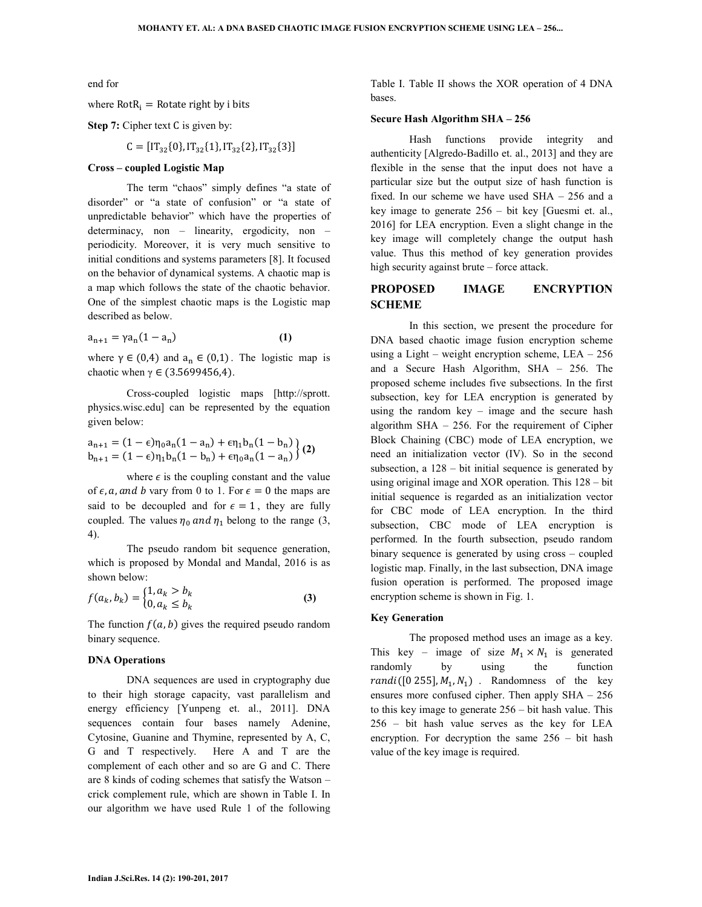end for

where $\text{RotR}_i$ = Rotate right by i bits

**Step 7:** Cipher text C is given by:

$$C = [\text{IT}_{32}\{0\}, \text{IT}_{32}\{1\}, \text{IT}_{32}\{2\}, \text{IT}_{32}\{3\}]$$

### Cross – coupled Logistic Map

The term "chaos" simply defines "a state of disorder" or "a state of confusion" or "a state of unpredictable behavior" which have the properties of determinacy, non – linearity, ergodicity, non – periodicity. Moreover, it is very much sensitive to initial conditions and systems parameters [8]. It focused on the behavior of dynamical systems. A chaotic map is a map which follows the state of the chaotic behavior. One of the simplest chaotic maps is the Logistic map described as below.

$$a_{n+1} = \gamma a_n(1 - a_n) \quad \textbf{(1)}$$

where $\gamma \in (0,4)$ and $a_n \in (0,1)$. The logistic map is chaotic when $\gamma \in (3.5699456, 4)$.

Cross-coupled logistic maps [http://sprott.physics.wisc.edu] can be represented by the equation given below:

$$\left.\begin{aligned} a_{n+1} &= (1-\epsilon)\eta_0 a_n(1-a_n) + \epsilon\eta_1 b_n(1-b_n) \\ b_{n+1} &= (1-\epsilon)\eta_1 b_n(1-b_n) + \epsilon\eta_0 a_n(1-a_n) \end{aligned}\right\} \textbf{(2)}$$

where $\epsilon$ is the coupling constant and the value of $\epsilon, a, and\ b$ vary from 0 to 1. For $\epsilon = 0$ the maps are said to be decoupled and for $\epsilon = 1$, they are fully coupled. The values $\eta_0\ and\ \eta_1$ belong to the range (3, 4).

The pseudo random bit sequence generation, which is proposed by Mondal and Mandal, 2016 is as shown below:

$$f(a_k, b_k) = \begin{cases} 1, a_k > b_k \\ 0, a_k \leq b_k \end{cases} \quad \textbf{(3)}$$

The function $f(a, b)$ gives the required pseudo random binary sequence.

### DNA Operations

DNA sequences are used in cryptography due to their high storage capacity, vast parallelism and energy efficiency [Yunpeng et. al., 2011]. DNA sequences contain four bases namely Adenine, Cytosine, Guanine and Thymine, represented by A, C, G and T respectively. Here A and T are the complement of each other and so are G and C. There are 8 kinds of coding schemes that satisfy the Watson – crick complement rule, which are shown in Table I. In our algorithm we have used Rule 1 of the following Table I. Table II shows the XOR operation of 4 DNA bases.

### Secure Hash Algorithm SHA – 256

Hash functions provide integrity and authenticity [Algredo-Badillo et. al., 2013] and they are flexible in the sense that the input does not have a particular size but the output size of hash function is fixed. In our scheme we have used SHA – 256 and a key image to generate 256 – bit key [Guesmi et. al., 2016] for LEA encryption. Even a slight change in the key image will completely change the output hash value. Thus this method of key generation provides high security against brute – force attack.

## PROPOSED IMAGE ENCRYPTION SCHEME

In this section, we present the procedure for DNA based chaotic image fusion encryption scheme using a Light – weight encryption scheme, LEA – 256 and a Secure Hash Algorithm, SHA – 256. The proposed scheme includes five subsections. In the first subsection, key for LEA encryption is generated by using the random key – image and the secure hash algorithm SHA – 256. For the requirement of Cipher Block Chaining (CBC) mode of LEA encryption, we need an initialization vector (IV). So in the second subsection, a 128 – bit initial sequence is generated by using original image and XOR operation. This 128 – bit initial sequence is regarded as an initialization vector for CBC mode of LEA encryption. In the third subsection, CBC mode of LEA encryption is performed. In the fourth subsection, pseudo random binary sequence is generated by using cross – coupled logistic map. Finally, in the last subsection, DNA image fusion operation is performed. The proposed image encryption scheme is shown in Fig. 1.

### Key Generation

The proposed method uses an image as a key. This key – image of size $M_1 \times N_1$ is generated randomly by using the function $randi([0\ 255], M_1, N_1)$. Randomness of the key ensures more confused cipher. Then apply SHA – 256 to this key image to generate 256 – bit hash value. This 256 – bit hash value serves as the key for LEA encryption. For decryption the same 256 – bit hash value of the key image is required.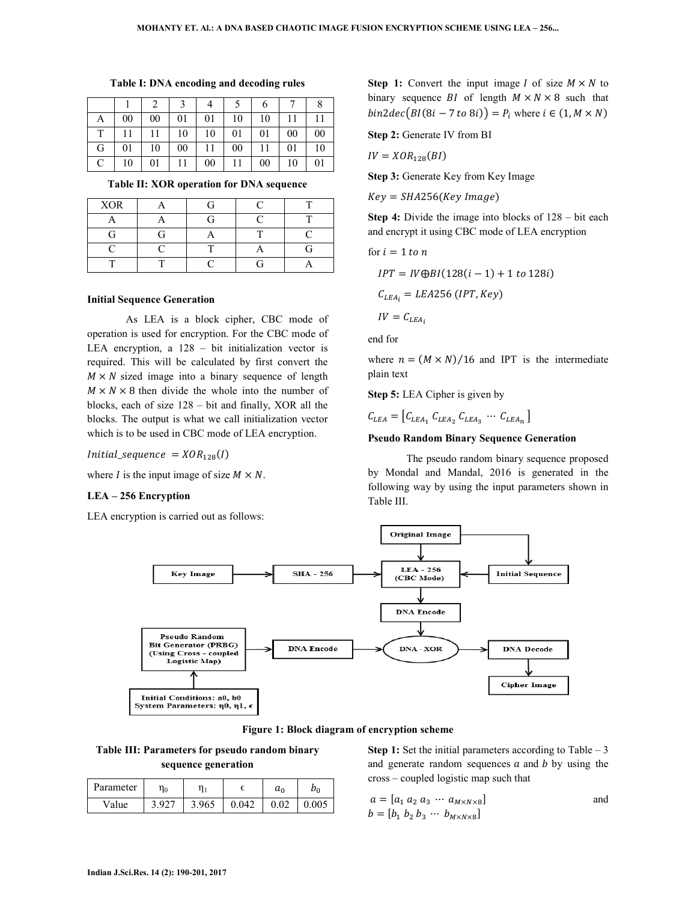**Table I: DNA encoding and decoding rules**

| | 1 | 2 | 3 | 4 | 5 | 6 | 7 | 8 |
|---|---|---|---|---|---|---|---|---|
| A | 00 | 00 | 01 | 01 | 10 | 10 | 11 | 11 |
| T | 11 | 11 | 10 | 10 | 01 | 01 | 00 | 00 |
| G | 01 | 10 | 00 | 11 | 00 | 11 | 01 | 10 |
| C | 10 | 01 | 11 | 00 | 11 | 00 | 10 | 01 |

**Table II: XOR operation for DNA sequence**

| XOR | A | G | C | T |
|---|---|---|---|---|
| A | A | G | C | T |
| G | G | A | T | C |
| C | C | T | A | G |
| T | T | C | G | A |

**Initial Sequence Generation**

As LEA is a block cipher, CBC mode of operation is used for encryption. For the CBC mode of LEA encryption, a 128 – bit initialization vector is required. This will be calculated by first convert the $M \times N$ sized image into a binary sequence of length $M \times N \times 8$ then divide the whole into the number of blocks, each of size 128 – bit and finally, XOR all the blocks. The output is what we call initialization vector which is to be used in CBC mode of LEA encryption.

$$Initial\_sequence = XOR_{128}(I)$$

where $I$ is the input image of size $M \times N$.

**LEA – 256 Encryption**

LEA encryption is carried out as follows:

**Step 1:** Convert the input image $I$ of size $M \times N$ to binary sequence $BI$ of length $M \times N \times 8$ such that $bin2dec(BI(8i-7 \text{ to } 8i)) = P_i$ where $i \in (1, M \times N)$

**Step 2:** Generate IV from BI

$$IV = XOR_{128}(BI)$$

**Step 3:** Generate Key from Key Image

$$Key = SHA256(Key\ Image)$$

**Step 4:** Divide the image into blocks of 128 – bit each and encrypt it using CBC mode of LEA encryption

for $i = 1 \text{ to } n$

$$IPT = IV \oplus BI(128(i-1)+1 \text{ to } 128i)$$

$$C_{LEA_i} = LEA256\ (IPT, Key)$$

$$IV = C_{LEA_i}$$

end for

where $n = (M \times N)/16$ and IPT is the intermediate plain text

**Step 5:** LEA Cipher is given by

$$C_{LEA} = [C_{LEA_1}\ C_{LEA_2}\ C_{LEA_3}\ \cdots\ C_{LEA_n}]$$

**Pseudo Random Binary Sequence Generation**

The pseudo random binary sequence proposed by Mondal and Mandal, 2016 is generated in the following way by using the input parameters shown in Table III.

Original Image, Key Image, SHA - 256, LEA - 256 (CBC Mode), Initial Sequence, DNA Encode, Pseudo Random Bit Generator (PRBG) (Using Cross – coupled Logistic Map), DNA Encode, DNA - XOR, DNA Decode, Cipher Image, Initial Conditions: a0, b0 System Parameters: η0, η1, ϵ

**Figure 1: Block diagram of encryption scheme**

**Table III: Parameters for pseudo random binary sequence generation**

| Parameter | $\eta_0$ | $\eta_1$ | $\epsilon$ | $a_0$ | $b_0$ |
|---|---|---|---|---|---|
| Value | 3.927 | 3.965 | 0.042 | 0.02 | 0.005 |

**Step 1:** Set the initial parameters according to Table – 3 and generate random sequences $a$ and $b$ by using the cross – coupled logistic map such that

$a = [a_1\ a_2\ a_3\ \cdots\ a_{M \times N \times 8}]$ and $b = [b_1\ b_2\ b_3\ \cdots\ b_{M \times N \times 8}]$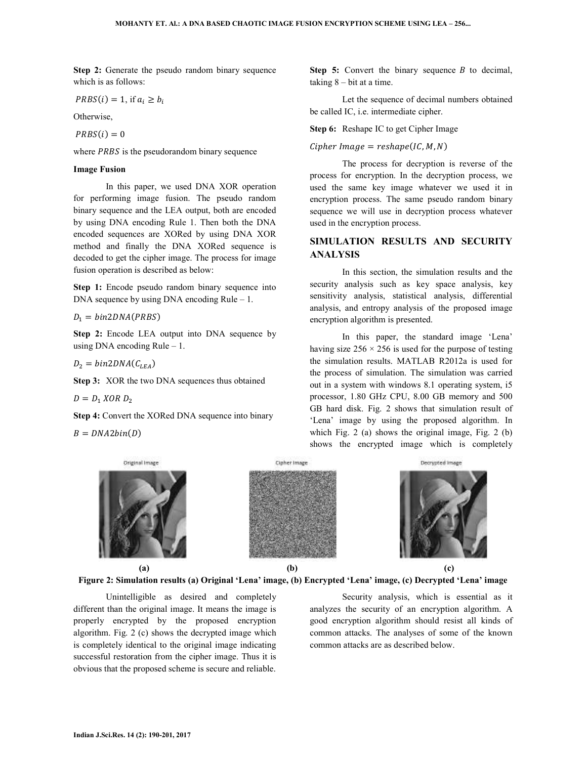**Step 2:** Generate the pseudo random binary sequence which is as follows:

$PRBS(i) = 1$, if $a_i \geq b_i$

Otherwise,

$PRBS(i) = 0$

where $PRBS$ is the pseudorandom binary sequence

**Image Fusion**

In this paper, we used DNA XOR operation for performing image fusion. The pseudo random binary sequence and the LEA output, both are encoded by using DNA encoding Rule 1. Then both the DNA encoded sequences are XORed by using DNA XOR method and finally the DNA XORed sequence is decoded to get the cipher image. The process for image fusion operation is described as below:

**Step 1:** Encode pseudo random binary sequence into DNA sequence by using DNA encoding Rule – 1.

$D_1 = bin2DNA(PRBS)$

**Step 2:** Encode LEA output into DNA sequence by using DNA encoding Rule – 1.

$D_2 = bin2DNA(C_{LEA})$

**Step 3:** XOR the two DNA sequences thus obtained

$D = D_1\ XOR\ D_2$

**Step 4:** Convert the XORed DNA sequence into binary

$B = DNA2bin(D)$

**Step 5:** Convert the binary sequence $B$ to decimal, taking 8 – bit at a time.

Let the sequence of decimal numbers obtained be called IC, i.e. intermediate cipher.

**Step 6:** Reshape IC to get Cipher Image

$Cipher\ Image = reshape(IC, M, N)$

The process for decryption is reverse of the process for encryption. In the decryption process, we used the same key image whatever we used it in encryption process. The same pseudo random binary sequence we will use in decryption process whatever used in the encryption process.

## SIMULATION RESULTS AND SECURITY ANALYSIS

In this section, the simulation results and the security analysis such as key space analysis, key sensitivity analysis, statistical analysis, differential analysis, and entropy analysis of the proposed image encryption algorithm is presented.

In this paper, the standard image 'Lena' having size 256 × 256 is used for the purpose of testing the simulation results. MATLAB R2012a is used for the process of simulation. The simulation was carried out in a system with windows 8.1 operating system, i5 processor, 1.80 GHz CPU, 8.00 GB memory and 500 GB hard disk. Fig. 2 shows that simulation result of 'Lena' image by using the proposed algorithm. In which Fig. 2 (a) shows the original image, Fig. 2 (b) shows the encrypted image which is completely Unintelligible as desired and completely different than the original image. It means the image is properly encrypted by the proposed encryption algorithm. Fig. 2 (c) shows the decrypted image which is completely identical to the original image indicating successful restoration from the cipher image. Thus it is obvious that the proposed scheme is secure and reliable.

**Figure 2: Simulation results (a) Original 'Lena' image, (b) Encrypted 'Lena' image, (c) Decrypted 'Lena' image**

Security analysis, which is essential as it analyzes the security of an encryption algorithm. A good encryption algorithm should resist all kinds of common attacks. The analyses of some of the known common attacks are as described below.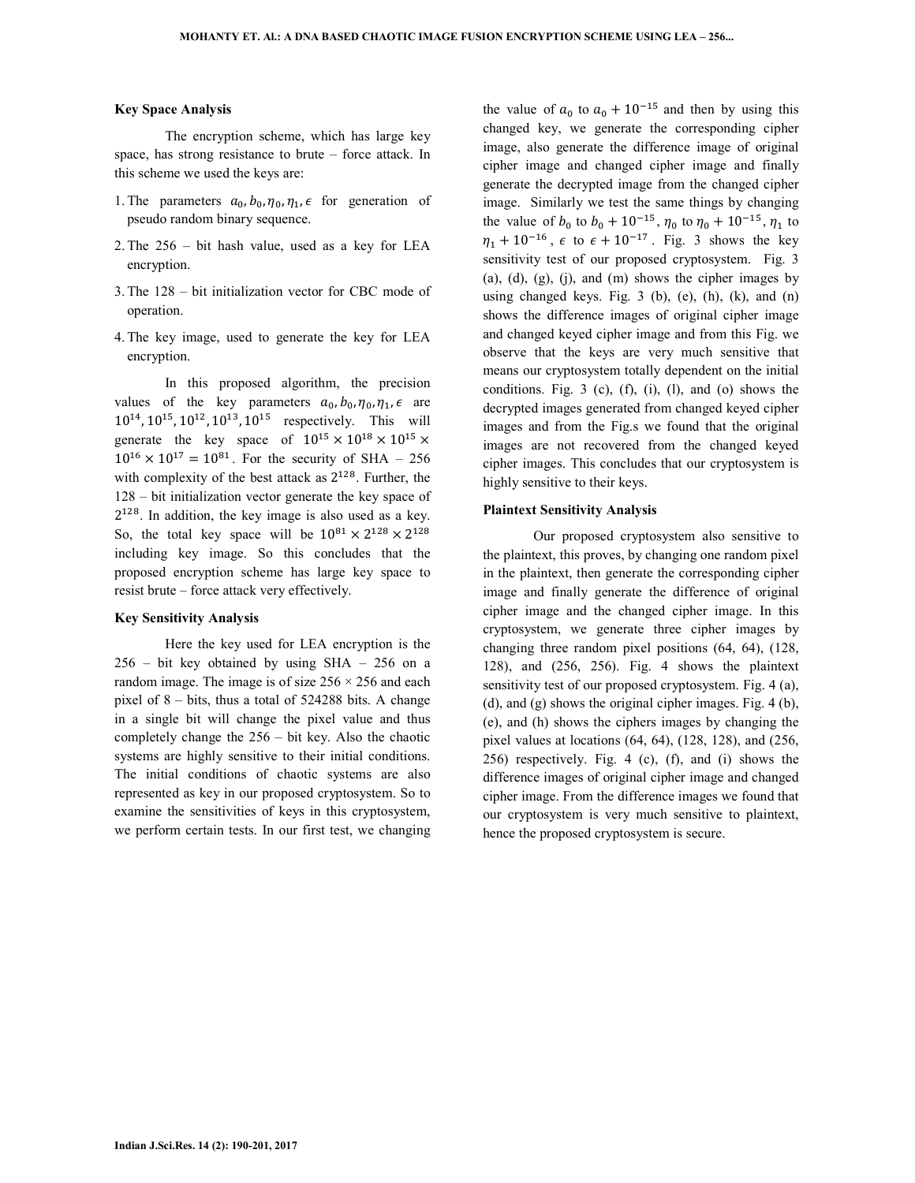### Key Space Analysis

The encryption scheme, which has large key space, has strong resistance to brute – force attack. In this scheme we used the keys are:

1. The parameters $a_0, b_0, \eta_0, \eta_1, \epsilon$ for generation of pseudo random binary sequence.
2. The 256 – bit hash value, used as a key for LEA encryption.
3. The 128 – bit initialization vector for CBC mode of operation.
4. The key image, used to generate the key for LEA encryption.

In this proposed algorithm, the precision values of the key parameters $a_0, b_0, \eta_0, \eta_1, \epsilon$ are $10^{14}, 10^{15}, 10^{12}, 10^{13}, 10^{15}$ respectively. This will generate the key space of $10^{15} \times 10^{18} \times 10^{15} \times 10^{16} \times 10^{17} = 10^{81}$. For the security of SHA – 256 with complexity of the best attack as $2^{128}$. Further, the 128 – bit initialization vector generate the key space of $2^{128}$. In addition, the key image is also used as a key. So, the total key space will be $10^{81} \times 2^{128} \times 2^{128}$ including key image. So this concludes that the proposed encryption scheme has large key space to resist brute – force attack very effectively.

### Key Sensitivity Analysis

Here the key used for LEA encryption is the 256 – bit key obtained by using SHA – 256 on a random image. The image is of size 256 × 256 and each pixel of 8 – bits, thus a total of 524288 bits. A change in a single bit will change the pixel value and thus completely change the 256 – bit key. Also the chaotic systems are highly sensitive to their initial conditions. The initial conditions of chaotic systems are also represented as key in our proposed cryptosystem. So to examine the sensitivities of keys in this cryptosystem, we perform certain tests. In our first test, we changing the value of $a_0$ to $a_0 + 10^{-15}$ and then by using this changed key, we generate the corresponding cipher image, also generate the difference image of original cipher image and changed cipher image and finally generate the decrypted image from the changed cipher image. Similarly we test the same things by changing the value of $b_0$ to $b_0 + 10^{-15}$, $\eta_0$ to $\eta_0 + 10^{-15}$, $\eta_1$ to $\eta_1 + 10^{-16}$, $\epsilon$ to $\epsilon + 10^{-17}$. Fig. 3 shows the key sensitivity test of our proposed cryptosystem. Fig. 3 (a), (d), (g), (j), and (m) shows the cipher images by using changed keys. Fig. 3 (b), (e), (h), (k), and (n) shows the difference images of original cipher image and changed keyed cipher image and from this Fig. we observe that the keys are very much sensitive that means our cryptosystem totally dependent on the initial conditions. Fig. 3 (c), (f), (i), (l), and (o) shows the decrypted images generated from changed keyed cipher images and from the Fig.s we found that the original images are not recovered from the changed keyed cipher images. This concludes that our cryptosystem is highly sensitive to their keys.

### Plaintext Sensitivity Analysis

Our proposed cryptosystem also sensitive to the plaintext, this proves, by changing one random pixel in the plaintext, then generate the corresponding cipher image and finally generate the difference of original cipher image and the changed cipher image. In this cryptosystem, we generate three cipher images by changing three random pixel positions (64, 64), (128, 128), and (256, 256). Fig. 4 shows the plaintext sensitivity test of our proposed cryptosystem. Fig. 4 (a), (d), and (g) shows the original cipher images. Fig. 4 (b), (e), and (h) shows the ciphers images by changing the pixel values at locations (64, 64), (128, 128), and (256, 256) respectively. Fig. 4 (c), (f), and (i) shows the difference images of original cipher image and changed cipher image. From the difference images we found that our cryptosystem is very much sensitive to plaintext, hence the proposed cryptosystem is secure.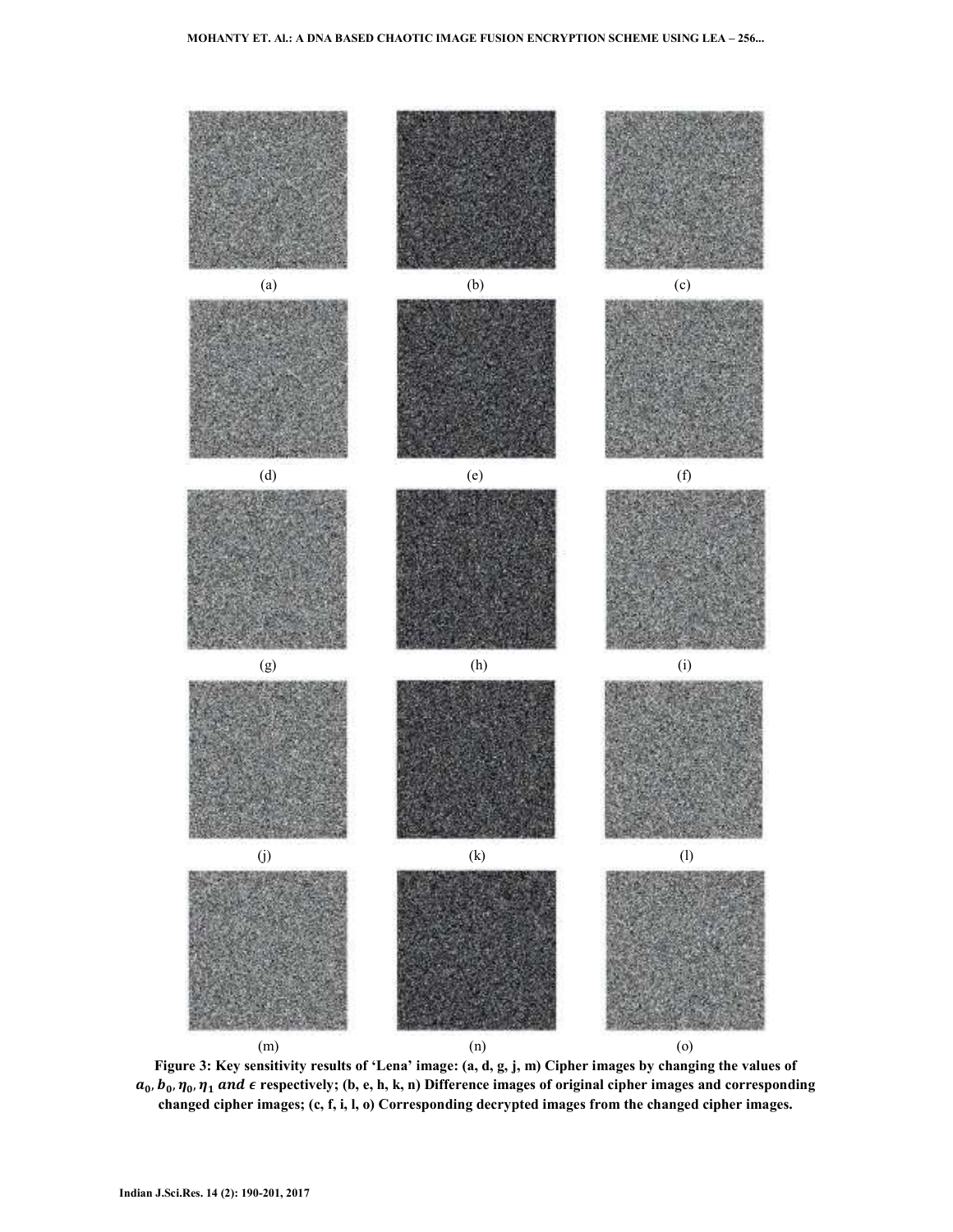(a) (b) (c)

(d) (e) (f)

(g) (h) (i)

(j) (k) (l)

(m) (n) (o)

**Figure 3: Key sensitivity results of 'Lena' image: (a, d, g, j, m) Cipher images by changing the values of $a_0, b_0, \eta_0, \eta_1$ and $\epsilon$ respectively; (b, e, h, k, n) Difference images of original cipher images and corresponding changed cipher images; (c, f, i, l, o) Corresponding decrypted images from the changed cipher images.**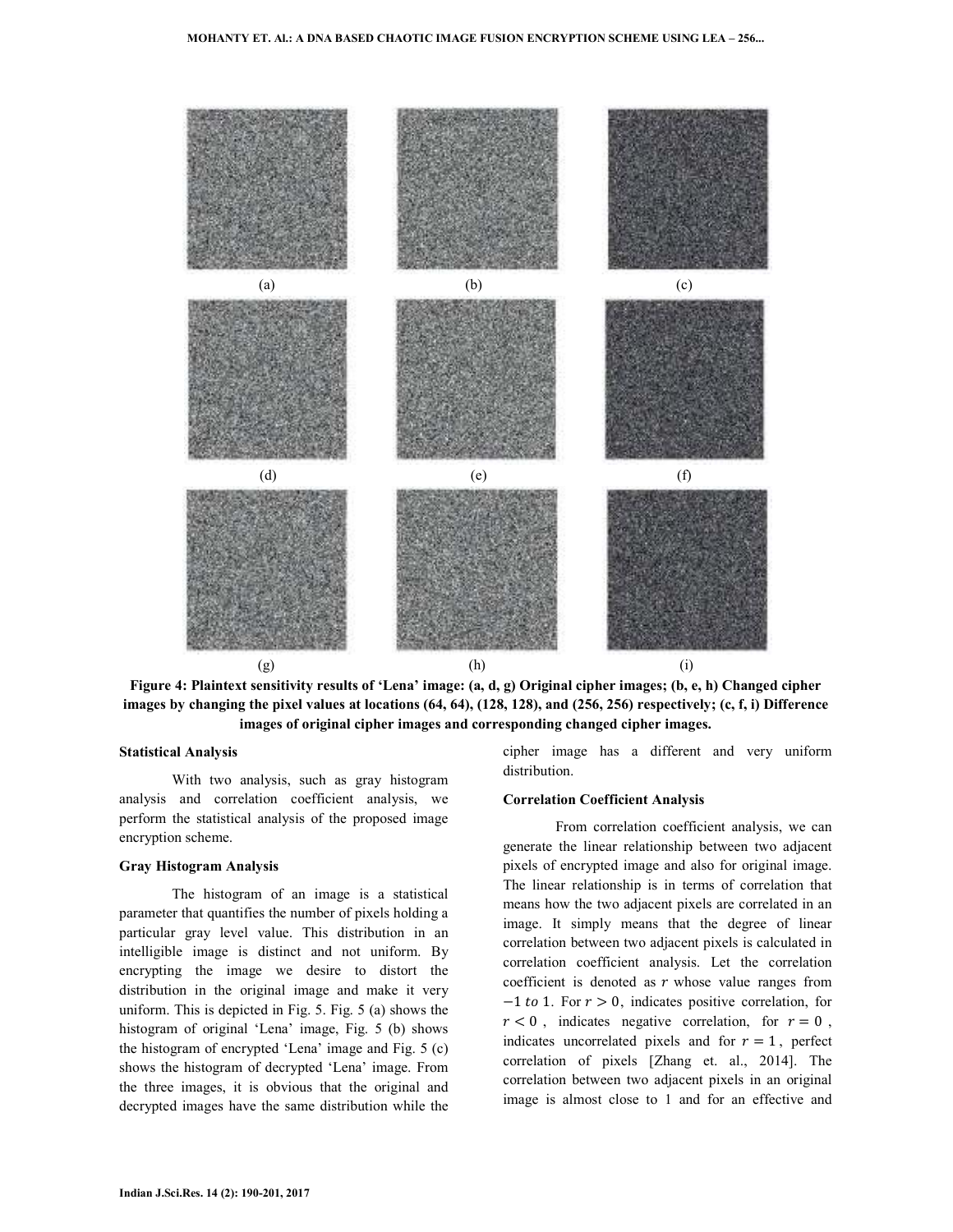(a) (b) (c)

(d) (e) (f)

(g) (h) (i)

**Figure 4: Plaintext sensitivity results of 'Lena' image: (a, d, g) Original cipher images; (b, e, h) Changed cipher images by changing the pixel values at locations (64, 64), (128, 128), and (256, 256) respectively; (c, f, i) Difference images of original cipher images and corresponding changed cipher images.**

### Statistical Analysis

With two analysis, such as gray histogram analysis and correlation coefficient analysis, we perform the statistical analysis of the proposed image encryption scheme.

### Gray Histogram Analysis

The histogram of an image is a statistical parameter that quantifies the number of pixels holding a particular gray level value. This distribution in an intelligible image is distinct and not uniform. By encrypting the image we desire to distort the distribution in the original image and make it very uniform. This is depicted in Fig. 5. Fig. 5 (a) shows the histogram of original 'Lena' image, Fig. 5 (b) shows the histogram of encrypted 'Lena' image and Fig. 5 (c) shows the histogram of decrypted 'Lena' image. From the three images, it is obvious that the original and decrypted images have the same distribution while the cipher image has a different and very uniform distribution.

### Correlation Coefficient Analysis

From correlation coefficient analysis, we can generate the linear relationship between two adjacent pixels of encrypted image and also for original image. The linear relationship is in terms of correlation that means how the two adjacent pixels are correlated in an image. It simply means that the degree of linear correlation between two adjacent pixels is calculated in correlation coefficient analysis. Let the correlation coefficient is denoted as $r$ whose value ranges from $-1$ $to$ $1$. For $r > 0$, indicates positive correlation, for $r < 0$, indicates negative correlation, for $r = 0$, indicates uncorrelated pixels and for $r = 1$, perfect correlation of pixels [Zhang et. al., 2014]. The correlation between two adjacent pixels in an original image is almost close to 1 and for an effective and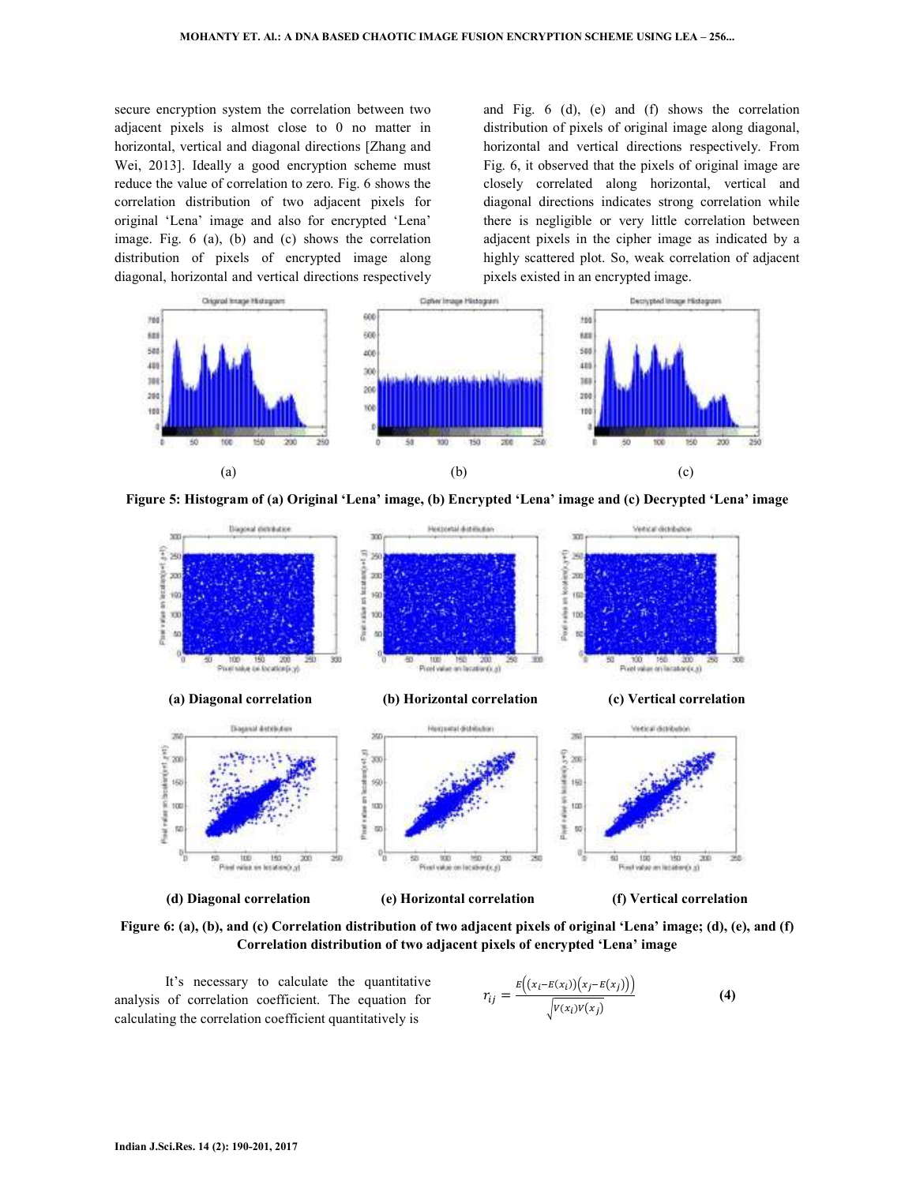secure encryption system the correlation between two adjacent pixels is almost close to 0 no matter in horizontal, vertical and diagonal directions [Zhang and Wei, 2013]. Ideally a good encryption scheme must reduce the value of correlation to zero. Fig. 6 shows the correlation distribution of two adjacent pixels for original 'Lena' image and also for encrypted 'Lena' image. Fig. 6 (a), (b) and (c) shows the correlation distribution of pixels of encrypted image along diagonal, horizontal and vertical directions respectively and Fig. 6 (d), (e) and (f) shows the correlation distribution of pixels of original image along diagonal, horizontal and vertical directions respectively. From Fig. 6, it observed that the pixels of original image are closely correlated along horizontal, vertical and diagonal directions indicates strong correlation while there is negligible or very little correlation between adjacent pixels in the cipher image as indicated by a highly scattered plot. So, weak correlation of adjacent pixels existed in an encrypted image.

(a) (b) (c)

**Figure 5: Histogram of (a) Original 'Lena' image, (b) Encrypted 'Lena' image and (c) Decrypted 'Lena' image**

**(a) Diagonal correlation** **(b) Horizontal correlation** **(c) Vertical correlation**

**(d) Diagonal correlation** **(e) Horizontal correlation** **(f) Vertical correlation**

**Figure 6: (a), (b), and (c) Correlation distribution of two adjacent pixels of original 'Lena' image; (d), (e), and (f) Correlation distribution of two adjacent pixels of encrypted 'Lena' image**

It's necessary to calculate the quantitative analysis of correlation coefficient. The equation for calculating the correlation coefficient quantitatively is

$$r_{ij} = \frac{E\left(\left(x_i - E(x_i)\right)\left(x_j - E(x_j)\right)\right)}{\sqrt{V(x_i)V(x_j)}} \qquad (4)$$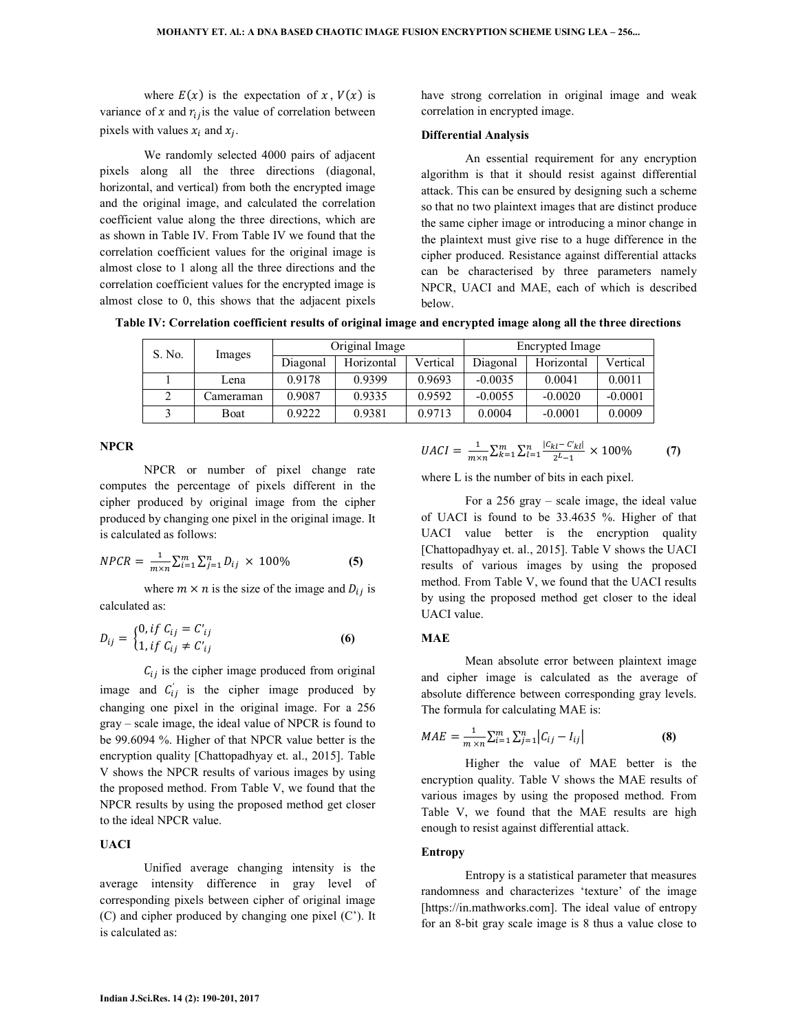where $E(x)$ is the expectation of $x$, $V(x)$ is variance of $x$ and $r_{ij}$ is the value of correlation between pixels with values $x_i$ and $x_j$.

We randomly selected 4000 pairs of adjacent pixels along all the three directions (diagonal, horizontal, and vertical) from both the encrypted image and the original image, and calculated the correlation coefficient value along the three directions, which are as shown in Table IV. From Table IV we found that the correlation coefficient values for the original image is almost close to 1 along all the three directions and the correlation coefficient values for the encrypted image is almost close to 0, this shows that the adjacent pixels have strong correlation in original image and weak correlation in encrypted image.

### Differential Analysis

An essential requirement for any encryption algorithm is that it should resist against differential attack. This can be ensured by designing such a scheme so that no two plaintext images that are distinct produce the same cipher image or introducing a minor change in the plaintext must give rise to a huge difference in the cipher produced. Resistance against differential attacks can be characterised by three parameters namely NPCR, UACI and MAE, each of which is described below.

**Table IV: Correlation coefficient results of original image and encrypted image along all the three directions**

| S. No. | Images | Original Image | | | Encrypted Image | | |
|---|---|---|---|---|---|---|---|
| | | Diagonal | Horizontal | Vertical | Diagonal | Horizontal | Vertical |
| 1 | Lena | 0.9178 | 0.9399 | 0.9693 | -0.0035 | 0.0041 | 0.0011 |
| 2 | Cameraman | 0.9087 | 0.9335 | 0.9592 | -0.0055 | -0.0020 | -0.0001 |
| 3 | Boat | 0.9222 | 0.9381 | 0.9713 | 0.0004 | -0.0001 | 0.0009 |

### NPCR

NPCR or number of pixel change rate computes the percentage of pixels different in the cipher produced by original image from the cipher produced by changing one pixel in the original image. It is calculated as follows:

$$NPCR = \frac{1}{m \times n} \sum_{i=1}^{m} \sum_{j=1}^{n} D_{ij} \times 100\% \quad \textbf{(5)}$$

where $m \times n$ is the size of the image and $D_{ij}$ is calculated as:

$$D_{ij} = \begin{cases} 0, if\ C_{ij} = C'_{ij} \\ 1, if\ C_{ij} \neq C'_{ij} \end{cases} \quad \textbf{(6)}$$

$C_{ij}$ is the cipher image produced from original image and $C'_{ij}$ is the cipher image produced by changing one pixel in the original image. For a 256 gray – scale image, the ideal value of NPCR is found to be 99.6094 %. Higher of that NPCR value better is the encryption quality [Chattopadhyay et. al., 2015]. Table V shows the NPCR results of various images by using the proposed method. From Table V, we found that the NPCR results by using the proposed method get closer to the ideal NPCR value.

### UACI

Unified average changing intensity is the average intensity difference in gray level of corresponding pixels between cipher of original image (C) and cipher produced by changing one pixel (C'). It is calculated as:

$$UACI = \frac{1}{m \times n} \sum_{k=1}^{m} \sum_{l=1}^{n} \frac{|C_{kl} - C'_{kl}|}{2^L - 1} \times 100\% \quad \textbf{(7)}$$

where L is the number of bits in each pixel.

For a 256 gray – scale image, the ideal value of UACI is found to be 33.4635 %. Higher of that UACI value better is the encryption quality [Chattopadhyay et. al., 2015]. Table V shows the UACI results of various images by using the proposed method. From Table V, we found that the UACI results by using the proposed method get closer to the ideal UACI value.

### MAE

Mean absolute error between plaintext image and cipher image is calculated as the average of absolute difference between corresponding gray levels. The formula for calculating MAE is:

$$MAE = \frac{1}{m \times n} \sum_{i=1}^{m} \sum_{j=1}^{n} \left| C_{ij} - I_{ij} \right| \quad \textbf{(8)}$$

Higher the value of MAE better is the encryption quality. Table V shows the MAE results of various images by using the proposed method. From Table V, we found that the MAE results are high enough to resist against differential attack.

### Entropy

Entropy is a statistical parameter that measures randomness and characterizes 'texture' of the image [https://in.mathworks.com]. The ideal value of entropy for an 8-bit gray scale image is 8 thus a value close to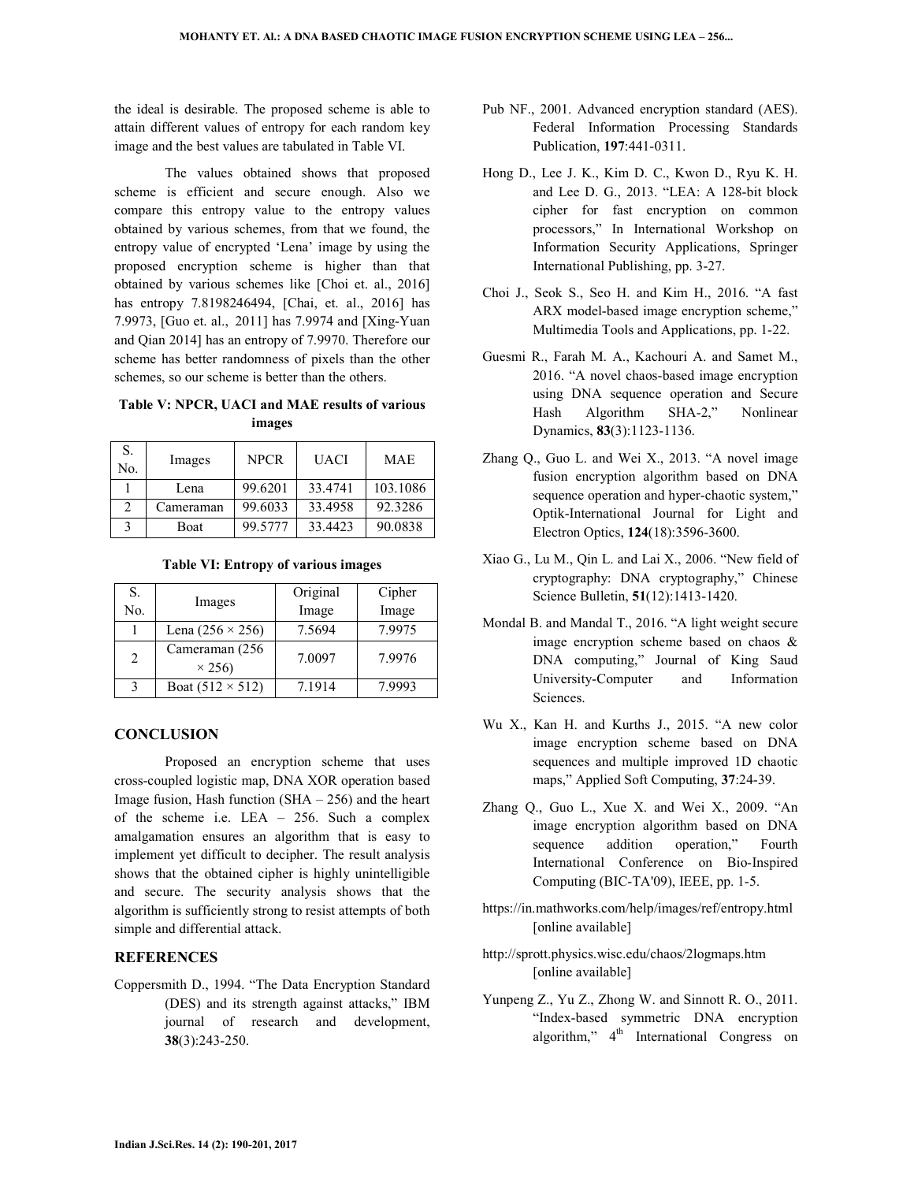the ideal is desirable. The proposed scheme is able to attain different values of entropy for each random key image and the best values are tabulated in Table VI.

The values obtained shows that proposed scheme is efficient and secure enough. Also we compare this entropy value to the entropy values obtained by various schemes, from that we found, the entropy value of encrypted 'Lena' image by using the proposed encryption scheme is higher than that obtained by various schemes like [Choi et. al., 2016] has entropy 7.8198246494, [Chai, et. al., 2016] has 7.9973, [Guo et. al., 2011] has 7.9974 and [Xing-Yuan and Qian 2014] has an entropy of 7.9970. Therefore our scheme has better randomness of pixels than the other schemes, so our scheme is better than the others.

**Table V: NPCR, UACI and MAE results of various images**

| S. No. | Images | NPCR | UACI | MAE |
|---|---|---|---|---|
| 1 | Lena | 99.6201 | 33.4741 | 103.1086 |
| 2 | Cameraman | 99.6033 | 33.4958 | 92.3286 |
| 3 | Boat | 99.5777 | 33.4423 | 90.0838 |

**Table VI: Entropy of various images**

| S. No. | Images | Original Image | Cipher Image |
|---|---|---|---|
| 1 | Lena (256 × 256) | 7.5694 | 7.9975 |
| 2 | Cameraman (256 × 256) | 7.0097 | 7.9976 |
| 3 | Boat (512 × 512) | 7.1914 | 7.9993 |

## CONCLUSION

Proposed an encryption scheme that uses cross-coupled logistic map, DNA XOR operation based Image fusion, Hash function (SHA – 256) and the heart of the scheme i.e. LEA – 256. Such a complex amalgamation ensures an algorithm that is easy to implement yet difficult to decipher. The result analysis shows that the obtained cipher is highly unintelligible and secure. The security analysis shows that the algorithm is sufficiently strong to resist attempts of both simple and differential attack.

## REFERENCES

Coppersmith D., 1994. "The Data Encryption Standard (DES) and its strength against attacks," IBM journal of research and development, **38**(3):243-250.

Pub NF., 2001. Advanced encryption standard (AES). Federal Information Processing Standards Publication, **197**:441-0311.

Hong D., Lee J. K., Kim D. C., Kwon D., Ryu K. H. and Lee D. G., 2013. "LEA: A 128-bit block cipher for fast encryption on common processors," In International Workshop on Information Security Applications, Springer International Publishing, pp. 3-27.

Choi J., Seok S., Seo H. and Kim H., 2016. "A fast ARX model-based image encryption scheme," Multimedia Tools and Applications, pp. 1-22.

Guesmi R., Farah M. A., Kachouri A. and Samet M., 2016. "A novel chaos-based image encryption using DNA sequence operation and Secure Hash Algorithm SHA-2," Nonlinear Dynamics, **83**(3):1123-1136.

Zhang Q., Guo L. and Wei X., 2013. "A novel image fusion encryption algorithm based on DNA sequence operation and hyper-chaotic system," Optik-International Journal for Light and Electron Optics, **124**(18):3596-3600.

Xiao G., Lu M., Qin L. and Lai X., 2006. "New field of cryptography: DNA cryptography," Chinese Science Bulletin, **51**(12):1413-1420.

Mondal B. and Mandal T., 2016. "A light weight secure image encryption scheme based on chaos & DNA computing," Journal of King Saud University-Computer and Information Sciences.

Wu X., Kan H. and Kurths J., 2015. "A new color image encryption scheme based on DNA sequences and multiple improved 1D chaotic maps," Applied Soft Computing, **37**:24-39.

Zhang Q., Guo L., Xue X. and Wei X., 2009. "An image encryption algorithm based on DNA sequence addition operation," Fourth International Conference on Bio-Inspired Computing (BIC-TA'09), IEEE, pp. 1-5.

https://in.mathworks.com/help/images/ref/entropy.html [online available]

http://sprott.physics.wisc.edu/chaos/2logmaps.htm [online available]

Yunpeng Z., Yu Z., Zhong W. and Sinnott R. O., 2011. "Index-based symmetric DNA encryption algorithm," 4th International Congress on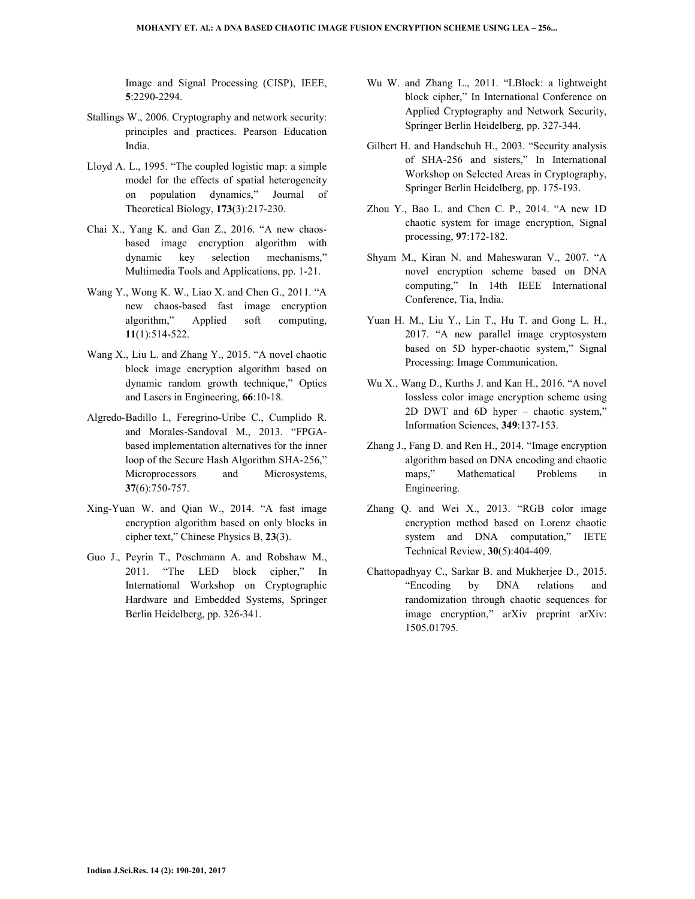Image and Signal Processing (CISP), IEEE, **5**:2290-2294.

Stallings W., 2006. Cryptography and network security: principles and practices. Pearson Education India.

Lloyd A. L., 1995. "The coupled logistic map: a simple model for the effects of spatial heterogeneity on population dynamics," Journal of Theoretical Biology, **173**(3):217-230.

Chai X., Yang K. and Gan Z., 2016. "A new chaos-based image encryption algorithm with dynamic key selection mechanisms," Multimedia Tools and Applications, pp. 1-21.

Wang Y., Wong K. W., Liao X. and Chen G., 2011. "A new chaos-based fast image encryption algorithm," Applied soft computing, **11**(1):514-522.

Wang X., Liu L. and Zhang Y., 2015. "A novel chaotic block image encryption algorithm based on dynamic random growth technique," Optics and Lasers in Engineering, **66**:10-18.

Algredo-Badillo I., Feregrino-Uribe C., Cumplido R. and Morales-Sandoval M., 2013. "FPGA-based implementation alternatives for the inner loop of the Secure Hash Algorithm SHA-256," Microprocessors and Microsystems, **37**(6):750-757.

Xing-Yuan W. and Qian W., 2014. "A fast image encryption algorithm based on only blocks in cipher text," Chinese Physics B, **23**(3).

Guo J., Peyrin T., Poschmann A. and Robshaw M., 2011. "The LED block cipher," In International Workshop on Cryptographic Hardware and Embedded Systems, Springer Berlin Heidelberg, pp. 326-341.

Wu W. and Zhang L., 2011. "LBlock: a lightweight block cipher," In International Conference on Applied Cryptography and Network Security, Springer Berlin Heidelberg, pp. 327-344.

Gilbert H. and Handschuh H., 2003. "Security analysis of SHA-256 and sisters," In International Workshop on Selected Areas in Cryptography, Springer Berlin Heidelberg, pp. 175-193.

Zhou Y., Bao L. and Chen C. P., 2014. "A new 1D chaotic system for image encryption, Signal processing, **97**:172-182.

Shyam M., Kiran N. and Maheswaran V., 2007. "A novel encryption scheme based on DNA computing," In 14th IEEE International Conference, Tia, India.

Yuan H. M., Liu Y., Lin T., Hu T. and Gong L. H., 2017. "A new parallel image cryptosystem based on 5D hyper-chaotic system," Signal Processing: Image Communication.

Wu X., Wang D., Kurths J. and Kan H., 2016. "A novel lossless color image encryption scheme using 2D DWT and 6D hyper – chaotic system," Information Sciences, **349**:137-153.

Zhang J., Fang D. and Ren H., 2014. "Image encryption algorithm based on DNA encoding and chaotic maps," Mathematical Problems in Engineering.

Zhang Q. and Wei X., 2013. "RGB color image encryption method based on Lorenz chaotic system and DNA computation," IETE Technical Review, **30**(5):404-409.

Chattopadhyay C., Sarkar B. and Mukherjee D., 2015. "Encoding by DNA relations and randomization through chaotic sequences for image encryption," arXiv preprint arXiv: 1505.01795.